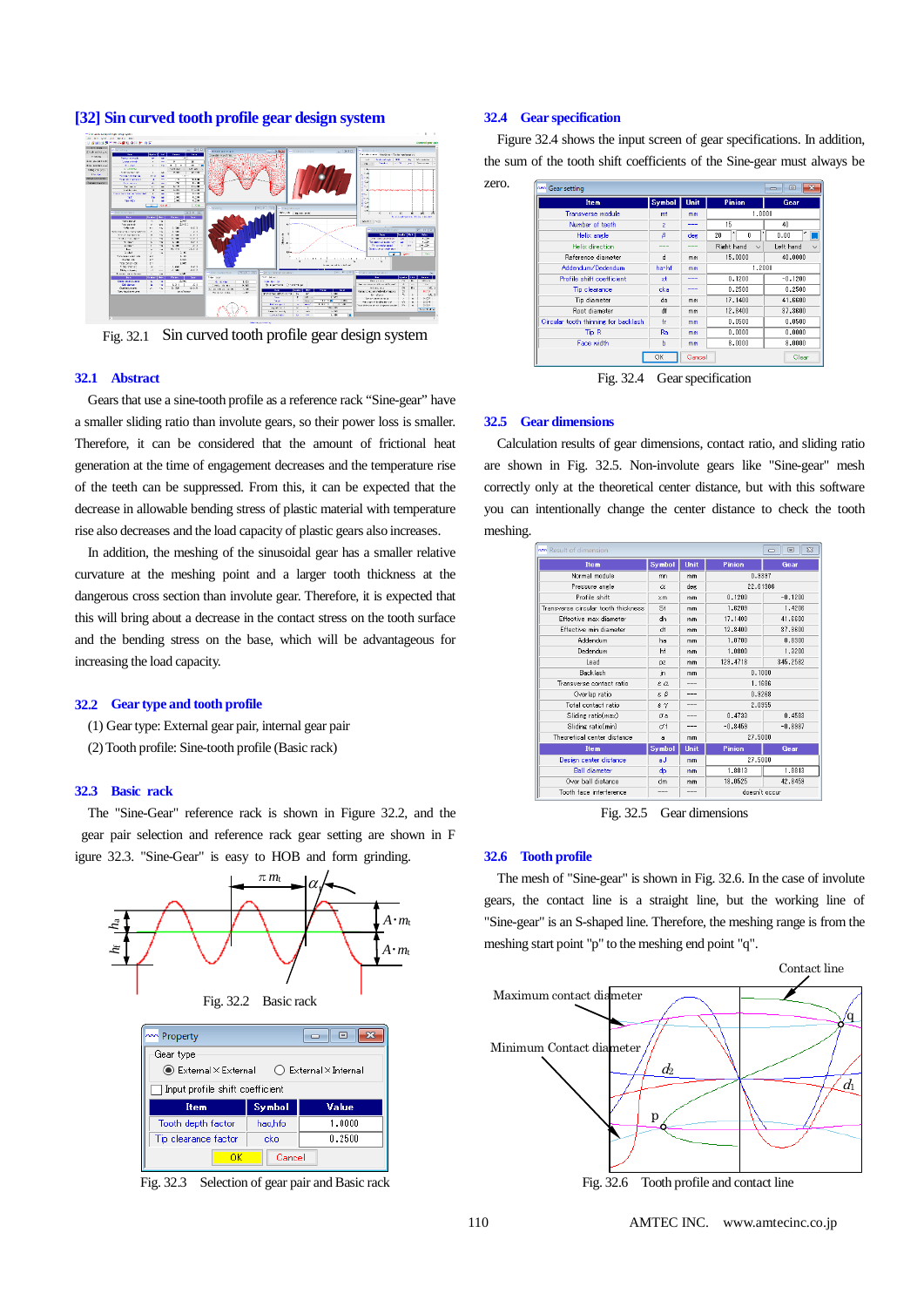# [32] Sin curved tooth profile gear design system

Fig. 32.1 Sin curved tooth profile gear design system

## 32.1 Abstract

Gears that use a sine-tooth profile as a reference rack "Sine-gear" have a smaller sliding ratio than involute gears, so their power loss is smaller. Therefore, it can be considered that the amount of frictional heat generation at the time of engagement decreases and the temperature rise of the teeth can be suppressed. From this, it can be expected that the decrease in allowable bending stress of plastic material with temperature rise also decreases and the load capacity of plastic gears also increases.

In addition, the meshing of the sinusoidal gear has a smaller relative curvature at the meshing point and a larger tooth thickness at the dangerous cross section than involute gear. Therefore, it is expected that this will bring about a decrease in the contact stress on the tooth surface and the bending stress on the base, which will be advantageous for increasing the load capacity.

## 32.2 Gear type and tooth profile

(1) Gear type: External gear pair, internal gear pair

(2) Tooth profile: Sine-tooth profile (Basic rack)

## 32.3 Basic rack

The "Sine-Gear" reference rack is shown in Figure 32.2, and the gear pair selection and reference rack gear setting are shown in Figure 32.3. "Sine-Gear" is easy to HOB and form grinding.

Fig. 32.2 Basic rack

Fig. 32.3 Selection of gear pair and Basic rack

## 32.4 Gear specification

Figure 32.4 shows the input screen of gear specifications. In addition, the sum of the tooth shift coefficients of the Sine-gear must always be zero.

| Item | Symbol | Unit | Pinion | Gear |
|---|---|---|---|---|
| Transverse module | mt | mm | 1.0000 | |
| Number of tooth | z | --- | 15 | 40 |
| Helix angle | β | deg | 20 0 0 | 0.00 |
| Helix direction | --- | --- | Right hand | Left hand |
| Reference diameter | d | mm | 15.0000 | 40.0000 |
| Addendum/Dedendum | ha+hf | mm | 1.2000 | |
| Profile shift coefficient | xt | --- | 0.1200 | -0.1200 |
| Tip clearance | cka | --- | 0.2500 | 0.2500 |
| Tip diameter | da | mm | 17.1400 | 41.6600 |
| Root diameter | df | mm | 12.8400 | 37.3800 |
| Circular tooth thinning for backlash | fr | mm | 0.0500 | 0.0500 |
| Tip R | Ra | mm | 0.0000 | 0.0000 |
| Face width | b | mm | 8.0000 | 8.0000 |

Fig. 32.4 Gear specification

## 32.5 Gear dimensions

Calculation results of gear dimensions, contact ratio, and sliding ratio are shown in Fig. 32.5. Non-involute gears like "Sine-gear" mesh correctly only at the theoretical center distance, but with this software you can intentionally change the center distance to check the tooth meshing.

| Item | Symbol | Unit | Pinion | Gear |
|---|---|---|---|---|
| Normal module | mn | mm | 0.9397 | |
| Pressure angle | α | deg | 22.61986 | |
| Profile shift | xm | mm | 0.1200 | -0.1200 |
| Transverse circular tooth thickness | St | mm | 1.6208 | 1.4208 |
| Effective max diameter | dh | mm | 17.1400 | 41.6600 |
| Effective min diameter | dl | mm | 12.8400 | 37.3800 |
| Addendum | ha | mm | 1.0700 | 0.8300 |
| Dedendum | hf | mm | 1.0800 | 1.3200 |
| Lead | pz | mm | 129.4718 | 345.2582 |
| Backlash | jn | mm | 0.1000 | |
| Transverse contact ratio | εα | --- | 1.1686 | |
| Overlap ratio | εβ | --- | 0.9268 | |
| Total contact ratio | εγ | --- | 2.0955 | |
| Sliding ratio(max) | σa | --- | 0.4733 | 0.4503 |
| Sliding ratio(min) | σf | --- | -0.8458 | -0.8987 |
| Theoretical center distance | a | mm | 27.5000 | |
| **Item** | **Symbol** | **Unit** | **Pinion** | **Gear** |
| Design center distance | aJ | mm | 27.5000 | |
| Ball diameter | dp | mm | 1.8813 | 1.8813 |
| Over ball distance | dm | mm | 18.0525 | 42.8458 |
| Tooth face interference | --- | --- | doesn't occur | |

Fig. 32.5 Gear dimensions

## 32.6 Tooth profile

The mesh of "Sine-gear" is shown in Fig. 32.6. In the case of involute gears, the contact line is a straight line, but the working line of "Sine-gear" is an S-shaped line. Therefore, the meshing range is from the meshing start point "p" to the meshing end point "q".

Fig. 32.6 Tooth profile and contact line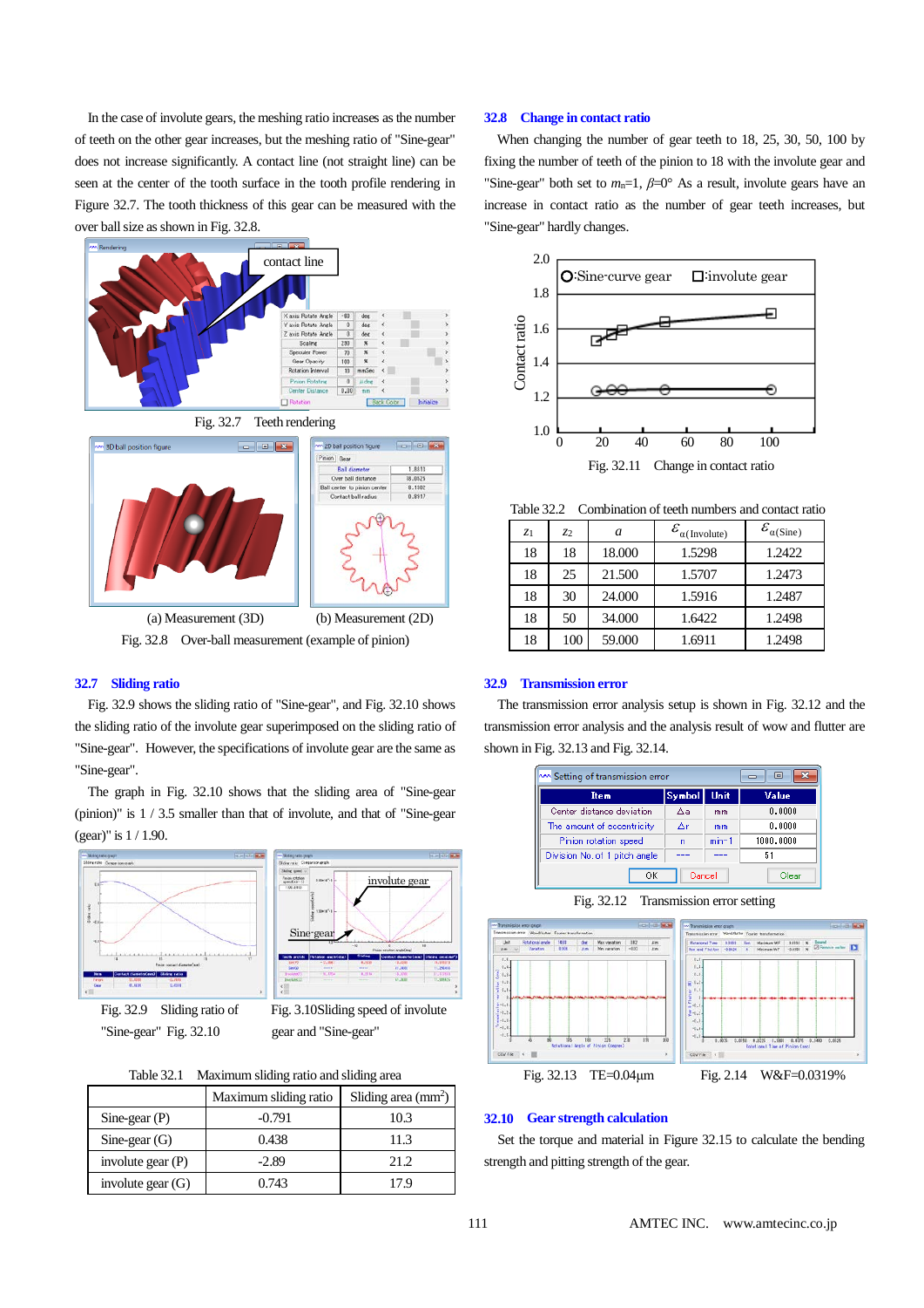In the case of involute gears, the meshing ratio increases as the number of teeth on the other gear increases, but the meshing ratio of "Sine-gear" does not increase significantly. A contact line (not straight line) can be seen at the center of the tooth surface in the tooth profile rendering in Figure 32.7. The tooth thickness of this gear can be measured with the over ball size as shown in Fig. 32.8.

Fig. 32.7 Teeth rendering

(a) Measurement (3D) (b) Measurement (2D)

Fig. 32.8 Over-ball measurement (example of pinion)

## 32.7 Sliding ratio

Fig. 32.9 shows the sliding ratio of "Sine-gear", and Fig. 32.10 shows the sliding ratio of the involute gear superimposed on the sliding ratio of "Sine-gear". However, the specifications of involute gear are the same as "Sine-gear".

The graph in Fig. 32.10 shows that the sliding area of "Sine-gear (pinion)" is 1 / 3.5 smaller than that of involute, and that of "Sine-gear (gear)" is 1 / 1.90.

Fig. 32.9 Sliding ratio of "Sine-gear" Fig. 32.10 Fig. 3.10Sliding speed of involute gear and "Sine-gear"

Table 32.1 Maximum sliding ratio and sliding area

| | Maximum sliding ratio | Sliding area (mm$^2$) |
|---|---|---|
| Sine-gear (P) | -0.791 | 10.3 |
| Sine-gear (G) | 0.438 | 11.3 |
| involute gear (P) | -2.89 | 21.2 |
| involute gear (G) | 0.743 | 17.9 |

## 32.8 Change in contact ratio

When changing the number of gear teeth to 18, 25, 30, 50, 100 by fixing the number of teeth of the pinion to 18 with the involute gear and "Sine-gear" both set to $m_n$=1, $\beta$=0° As a result, involute gears have an increase in contact ratio as the number of gear teeth increases, but "Sine-gear" hardly changes.

Fig. 32.11 Change in contact ratio

Table 32.2 Combination of teeth numbers and contact ratio

| $z_1$ | $z_2$ | $a$ | $\varepsilon_{\alpha(\text{Involute})}$ | $\varepsilon_{\alpha(\text{Sine})}$ |
|---|---|---|---|---|
| 18 | 18 | 18.000 | 1.5298 | 1.2422 |
| 18 | 25 | 21.500 | 1.5707 | 1.2473 |
| 18 | 30 | 24.000 | 1.5916 | 1.2487 |
| 18 | 50 | 34.000 | 1.6422 | 1.2498 |
| 18 | 100 | 59.000 | 1.6911 | 1.2498 |

## 32.9 Transmission error

The transmission error analysis setup is shown in Fig. 32.12 and the transmission error analysis and the analysis result of wow and flutter are shown in Fig. 32.13 and Fig. 32.14.

Fig. 32.12 Transmission error setting

Fig. 32.13 TE=0.04μm Fig. 2.14 W&F=0.0319%

## 32.10 Gear strength calculation

Set the torque and material in Figure 32.15 to calculate the bending strength and pitting strength of the gear.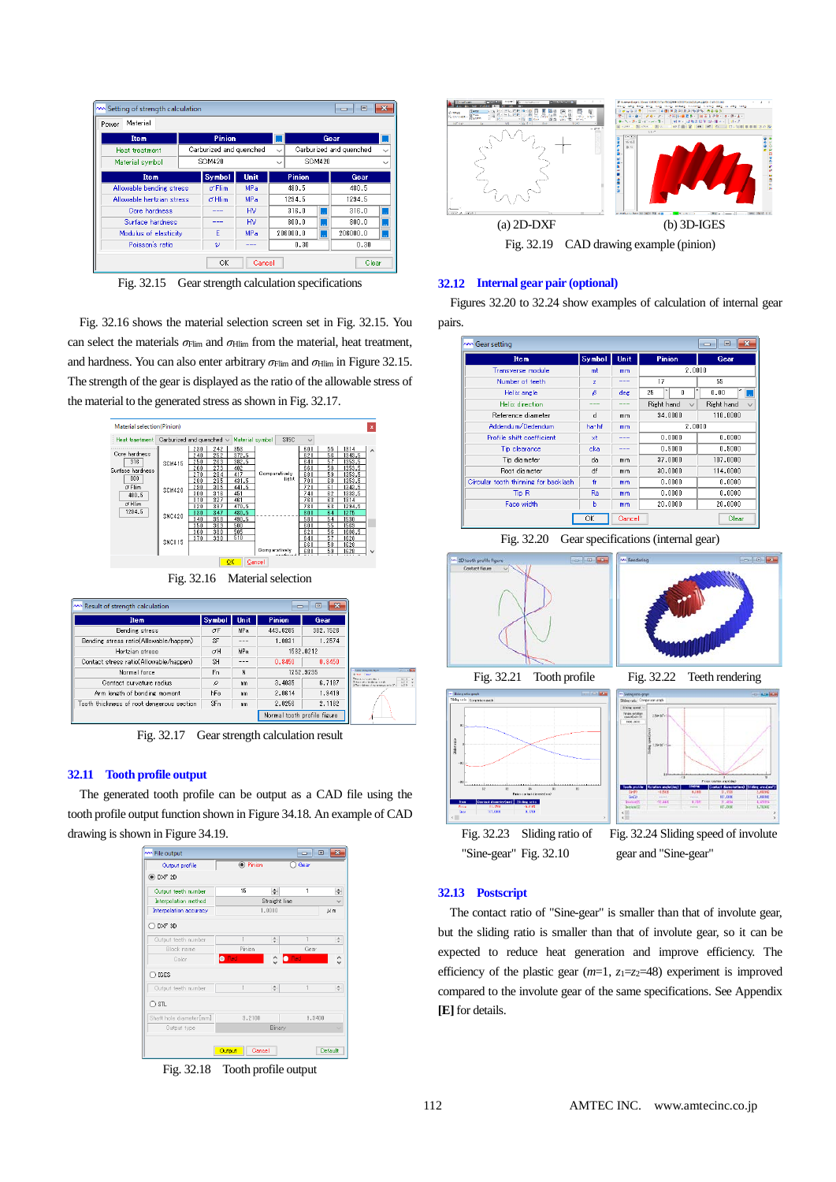Fig. 32.15　Gear strength calculation specifications

Fig. 32.16 shows the material selection screen set in Fig. 32.15. You can select the materials $\sigma_{Flim}$ and $\sigma_{Hlim}$ from the material, heat treatment, and hardness. You can also enter arbitrary $\sigma_{Flim}$ and $\sigma_{Hlim}$ in Figure 32.15. The strength of the gear is displayed as the ratio of the allowable stress of the material to the generated stress as shown in Fig. 32.17.

Fig. 32.16　Material selection

Fig. 32.17　Gear strength calculation result

## 32.11　Tooth profile output

The generated tooth profile can be output as a CAD file using the tooth profile output function shown in Figure 34.18. An example of CAD drawing is shown in Figure 34.19.

Fig. 32.18　Tooth profile output

(a) 2D-DXF　　(b) 3D-IGES

Fig. 32.19　CAD drawing example (pinion)

## 32.12　Internal gear pair (optional)

Figures 32.20 to 32.24 show examples of calculation of internal gear pairs.

Fig. 32.20　Gear specifications (internal gear)

Fig. 32.21　Tooth profile

Fig. 32.22　Teeth rendering

Fig. 32.23　Sliding ratio of "Sine-gear" Fig. 32.10

Fig. 32.24 Sliding speed of involute gear and "Sine-gear"

## 32.13　Postscript

The contact ratio of "Sine-gear" is smaller than that of involute gear, but the sliding ratio is smaller than that of involute gear, so it can be expected to reduce heat generation and improve efficiency. The efficiency of the plastic gear ($m$=1, $z_1$=$z_2$=48) experiment is improved compared to the involute gear of the same specifications. See Appendix **[E]** for details.